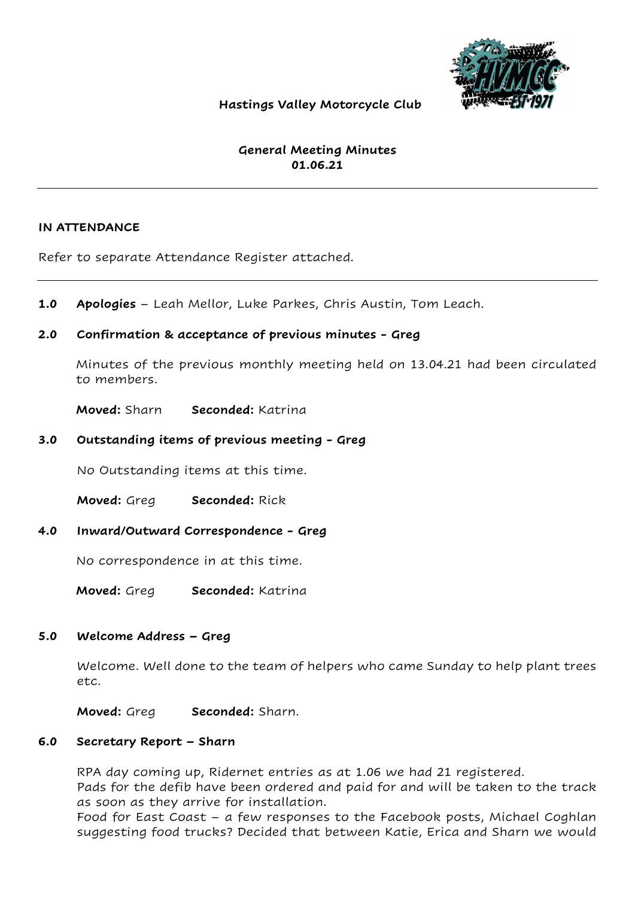**Hastings Valley Motorcycle Club**

**General Meeting Minutes**
**01.06.21**

---

**IN ATTENDANCE**

Refer to separate Attendance Register attached.

---

**1.0 Apologies** – Leah Mellor, Luke Parkes, Chris Austin, Tom Leach.

**2.0 Confirmation & acceptance of previous minutes - Greg**

Minutes of the previous monthly meeting held on 13.04.21 had been circulated to members.

**Moved:** Sharn **Seconded:** Katrina

**3.0 Outstanding items of previous meeting - Greg**

No Outstanding items at this time.

**Moved:** Greg **Seconded:** Rick

**4.0 Inward/Outward Correspondence - Greg**

No correspondence in at this time.

**Moved:** Greg **Seconded:** Katrina

**5.0 Welcome Address – Greg**

Welcome. Well done to the team of helpers who came Sunday to help plant trees etc.

**Moved:** Greg **Seconded:** Sharn.

**6.0 Secretary Report – Sharn**

RPA day coming up, Ridernet entries as at 1.06 we had 21 registered.
Pads for the defib have been ordered and paid for and will be taken to the track as soon as they arrive for installation.
Food for East Coast – a few responses to the Facebook posts, Michael Coghlan suggesting food trucks? Decided that between Katie, Erica and Sharn we would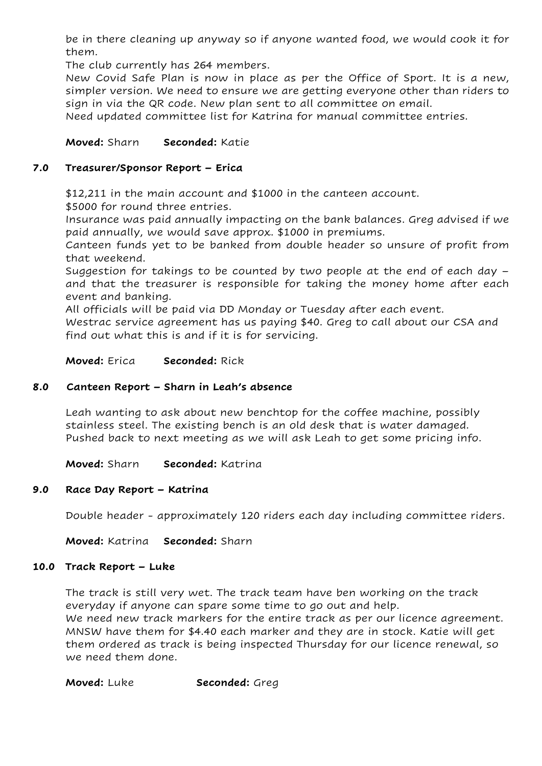be in there cleaning up anyway so if anyone wanted food, we would cook it for them.

The club currently has 264 members.

New Covid Safe Plan is now in place as per the Office of Sport. It is a new, simpler version. We need to ensure we are getting everyone other than riders to sign in via the QR code. New plan sent to all committee on email.

Need updated committee list for Katrina for manual committee entries.

**Moved:** Sharn **Seconded:** Katie

## 7.0 Treasurer/Sponsor Report – Erica

$12,211 in the main account and $1000 in the canteen account.

$5000 for round three entries.

Insurance was paid annually impacting on the bank balances. Greg advised if we paid annually, we would save approx. $1000 in premiums.

Canteen funds yet to be banked from double header so unsure of profit from that weekend.

Suggestion for takings to be counted by two people at the end of each day – and that the treasurer is responsible for taking the money home after each event and banking.

All officials will be paid via DD Monday or Tuesday after each event.

Westrac service agreement has us paying $40. Greg to call about our CSA and find out what this is and if it is for servicing.

**Moved:** Erica **Seconded:** Rick

## 8.0 Canteen Report – Sharn in Leah's absence

Leah wanting to ask about new benchtop for the coffee machine, possibly stainless steel. The existing bench is an old desk that is water damaged. Pushed back to next meeting as we will ask Leah to get some pricing info.

**Moved:** Sharn **Seconded:** Katrina

## 9.0 Race Day Report – Katrina

Double header - approximately 120 riders each day including committee riders.

**Moved:** Katrina **Seconded:** Sharn

## 10.0 Track Report – Luke

The track is still very wet. The track team have ben working on the track everyday if anyone can spare some time to go out and help.

We need new track markers for the entire track as per our licence agreement. MNSW have them for $4.40 each marker and they are in stock. Katie will get them ordered as track is being inspected Thursday for our licence renewal, so we need them done.

**Moved:** Luke **Seconded:** Greg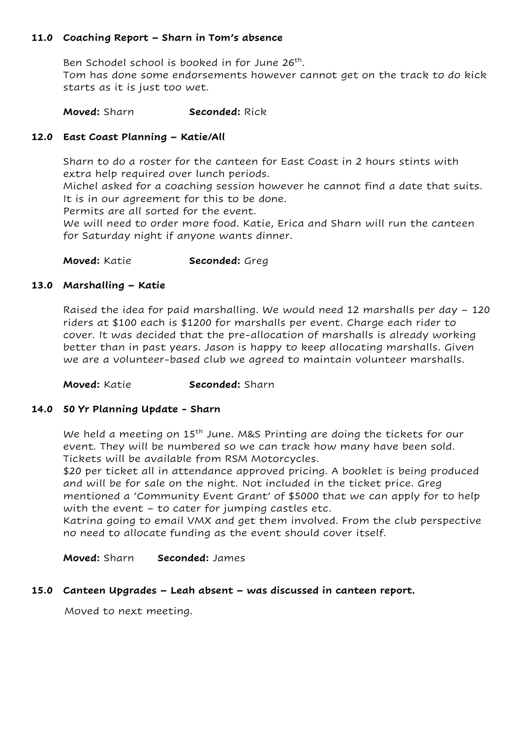### 11.0 Coaching Report – Sharn in Tom's absence

Ben Schodel school is booked in for June 26th.
Tom has done some endorsements however cannot get on the track to do kick starts as it is just too wet.

**Moved:** Sharn **Seconded:** Rick

### 12.0 East Coast Planning – Katie/All

Sharn to do a roster for the canteen for East Coast in 2 hours stints with extra help required over lunch periods.
Michel asked for a coaching session however he cannot find a date that suits. It is in our agreement for this to be done.
Permits are all sorted for the event.
We will need to order more food. Katie, Erica and Sharn will run the canteen for Saturday night if anyone wants dinner.

**Moved:** Katie **Seconded:** Greg

### 13.0 Marshalling – Katie

Raised the idea for paid marshalling. We would need 12 marshalls per day – 120 riders at $100 each is $1200 for marshalls per event. Charge each rider to cover. It was decided that the pre-allocation of marshalls is already working better than in past years. Jason is happy to keep allocating marshalls. Given we are a volunteer-based club we agreed to maintain volunteer marshalls.

**Moved:** Katie **Seconded:** Sharn

### 14.0 50 Yr Planning Update - Sharn

We held a meeting on 15th June. M&S Printing are doing the tickets for our event. They will be numbered so we can track how many have been sold. Tickets will be available from RSM Motorcycles.
$20 per ticket all in attendance approved pricing. A booklet is being produced and will be for sale on the night. Not included in the ticket price. Greg mentioned a 'Community Event Grant' of $5000 that we can apply for to help with the event – to cater for jumping castles etc.
Katrina going to email VMX and get them involved. From the club perspective no need to allocate funding as the event should cover itself.

**Moved:** Sharn **Seconded:** James

### 15.0 Canteen Upgrades – Leah absent – was discussed in canteen report.

Moved to next meeting.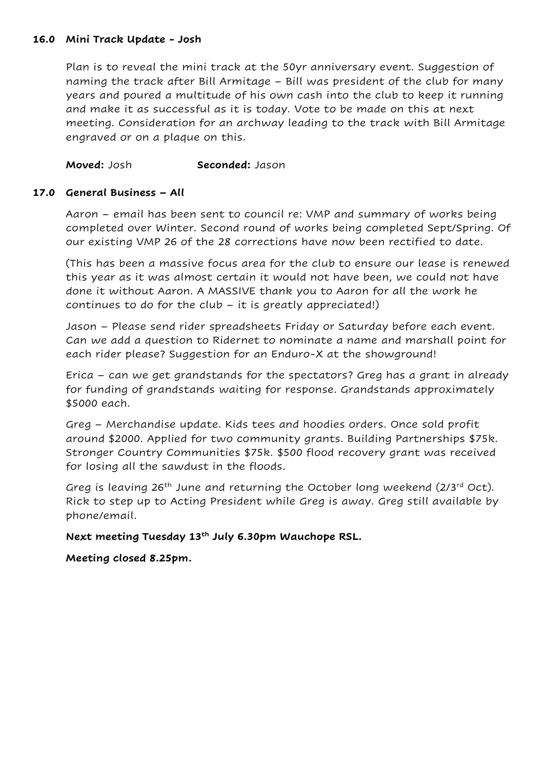## 16.0 Mini Track Update - Josh

Plan is to reveal the mini track at the 50yr anniversary event. Suggestion of naming the track after Bill Armitage – Bill was president of the club for many years and poured a multitude of his own cash into the club to keep it running and make it as successful as it is today. Vote to be made on this at next meeting. Consideration for an archway leading to the track with Bill Armitage engraved or on a plaque on this.

**Moved:** Josh **Seconded:** Jason

## 17.0 General Business – All

Aaron – email has been sent to council re: VMP and summary of works being completed over Winter. Second round of works being completed Sept/Spring. Of our existing VMP 26 of the 28 corrections have now been rectified to date.

(This has been a massive focus area for the club to ensure our lease is renewed this year as it was almost certain it would not have been, we could not have done it without Aaron. A MASSIVE thank you to Aaron for all the work he continues to do for the club – it is greatly appreciated!)

Jason – Please send rider spreadsheets Friday or Saturday before each event. Can we add a question to Ridernet to nominate a name and marshall point for each rider please? Suggestion for an Enduro-X at the showground!

Erica – can we get grandstands for the spectators? Greg has a grant in already for funding of grandstands waiting for response. Grandstands approximately $5000 each.

Greg – Merchandise update. Kids tees and hoodies orders. Once sold profit around $2000. Applied for two community grants. Building Partnerships $75k. Stronger Country Communities $75k. $500 flood recovery grant was received for losing all the sawdust in the floods.

Greg is leaving 26th June and returning the October long weekend (2/3rd Oct). Rick to step up to Acting President while Greg is away. Greg still available by phone/email.

**Next meeting Tuesday 13th July 6.30pm Wauchope RSL.**

**Meeting closed 8.25pm.**